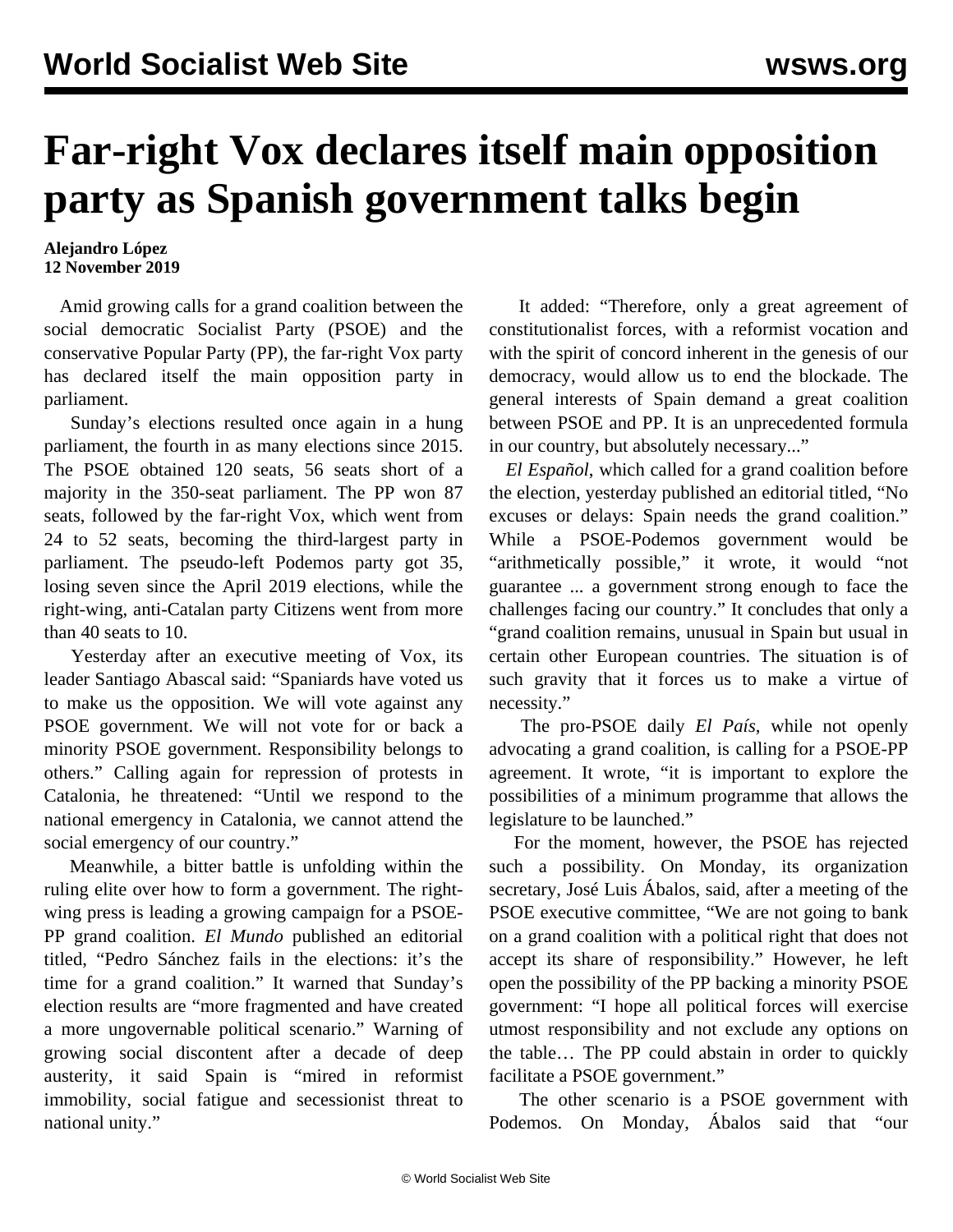# Far-right Vox declares itself main opposition party as Spanish government talks begin

**Alejandro López**
**12 November 2019**

Amid growing calls for a grand coalition between the social democratic Socialist Party (PSOE) and the conservative Popular Party (PP), the far-right Vox party has declared itself the main opposition party in parliament.

Sunday's elections resulted once again in a hung parliament, the fourth in as many elections since 2015. The PSOE obtained 120 seats, 56 seats short of a majority in the 350-seat parliament. The PP won 87 seats, followed by the far-right Vox, which went from 24 to 52 seats, becoming the third-largest party in parliament. The pseudo-left Podemos party got 35, losing seven since the April 2019 elections, while the right-wing, anti-Catalan party Citizens went from more than 40 seats to 10.

Yesterday after an executive meeting of Vox, its leader Santiago Abascal said: "Spaniards have voted us to make us the opposition. We will vote against any PSOE government. We will not vote for or back a minority PSOE government. Responsibility belongs to others." Calling again for repression of protests in Catalonia, he threatened: "Until we respond to the national emergency in Catalonia, we cannot attend the social emergency of our country."

Meanwhile, a bitter battle is unfolding within the ruling elite over how to form a government. The right-wing press is leading a growing campaign for a PSOE-PP grand coalition. *El Mundo* published an editorial titled, "Pedro Sánchez fails in the elections: it's the time for a grand coalition." It warned that Sunday's election results are "more fragmented and have created a more ungovernable political scenario." Warning of growing social discontent after a decade of deep austerity, it said Spain is "mired in reformist immobility, social fatigue and secessionist threat to national unity."

It added: "Therefore, only a great agreement of constitutionalist forces, with a reformist vocation and with the spirit of concord inherent in the genesis of our democracy, would allow us to end the blockade. The general interests of Spain demand a great coalition between PSOE and PP. It is an unprecedented formula in our country, but absolutely necessary..."

*El Español*, which called for a grand coalition before the election, yesterday published an editorial titled, "No excuses or delays: Spain needs the grand coalition." While a PSOE-Podemos government would be "arithmetically possible," it wrote, it would "not guarantee ... a government strong enough to face the challenges facing our country." It concludes that only a "grand coalition remains, unusual in Spain but usual in certain other European countries. The situation is of such gravity that it forces us to make a virtue of necessity."

The pro-PSOE daily *El País*, while not openly advocating a grand coalition, is calling for a PSOE-PP agreement. It wrote, "it is important to explore the possibilities of a minimum programme that allows the legislature to be launched."

For the moment, however, the PSOE has rejected such a possibility. On Monday, its organization secretary, José Luis Ábalos, said, after a meeting of the PSOE executive committee, "We are not going to bank on a grand coalition with a political right that does not accept its share of responsibility." However, he left open the possibility of the PP backing a minority PSOE government: "I hope all political forces will exercise utmost responsibility and not exclude any options on the table… The PP could abstain in order to quickly facilitate a PSOE government."

The other scenario is a PSOE government with Podemos. On Monday, Ábalos said that "our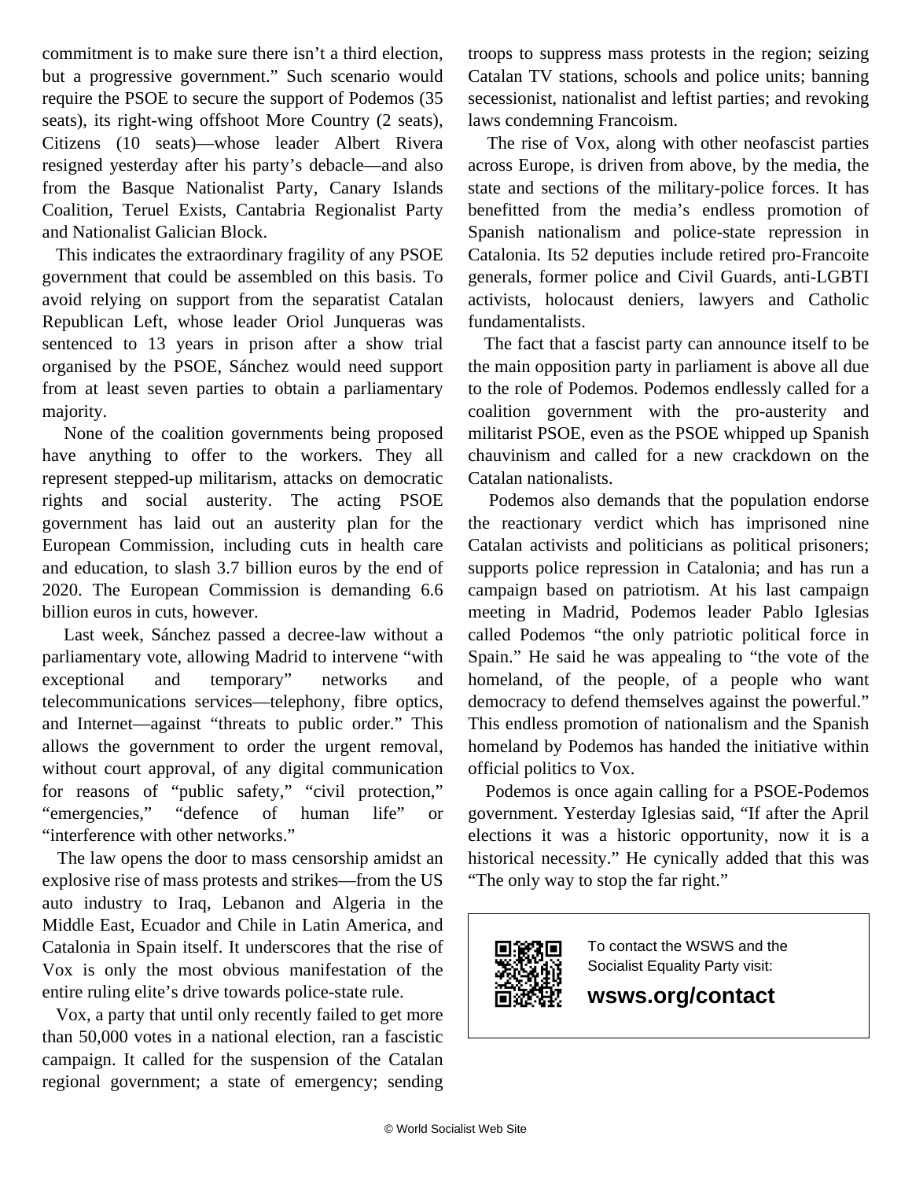commitment is to make sure there isn't a third election, but a progressive government." Such scenario would require the PSOE to secure the support of Podemos (35 seats), its right-wing offshoot More Country (2 seats), Citizens (10 seats)—whose leader Albert Rivera resigned yesterday after his party's debacle—and also from the Basque Nationalist Party, Canary Islands Coalition, Teruel Exists, Cantabria Regionalist Party and Nationalist Galician Block.

This indicates the extraordinary fragility of any PSOE government that could be assembled on this basis. To avoid relying on support from the separatist Catalan Republican Left, whose leader Oriol Junqueras was sentenced to 13 years in prison after a show trial organised by the PSOE, Sánchez would need support from at least seven parties to obtain a parliamentary majority.

None of the coalition governments being proposed have anything to offer to the workers. They all represent stepped-up militarism, attacks on democratic rights and social austerity. The acting PSOE government has laid out an austerity plan for the European Commission, including cuts in health care and education, to slash 3.7 billion euros by the end of 2020. The European Commission is demanding 6.6 billion euros in cuts, however.

Last week, Sánchez passed a decree-law without a parliamentary vote, allowing Madrid to intervene "with exceptional and temporary" networks and telecommunications services—telephony, fibre optics, and Internet—against "threats to public order." This allows the government to order the urgent removal, without court approval, of any digital communication for reasons of "public safety," "civil protection," "emergencies," "defence of human life" or "interference with other networks."

The law opens the door to mass censorship amidst an explosive rise of mass protests and strikes—from the US auto industry to Iraq, Lebanon and Algeria in the Middle East, Ecuador and Chile in Latin America, and Catalonia in Spain itself. It underscores that the rise of Vox is only the most obvious manifestation of the entire ruling elite's drive towards police-state rule.

Vox, a party that until only recently failed to get more than 50,000 votes in a national election, ran a fascistic campaign. It called for the suspension of the Catalan regional government; a state of emergency; sending troops to suppress mass protests in the region; seizing Catalan TV stations, schools and police units; banning secessionist, nationalist and leftist parties; and revoking laws condemning Francoism.

The rise of Vox, along with other neofascist parties across Europe, is driven from above, by the media, the state and sections of the military-police forces. It has benefitted from the media's endless promotion of Spanish nationalism and police-state repression in Catalonia. Its 52 deputies include retired pro-Francoite generals, former police and Civil Guards, anti-LGBTI activists, holocaust deniers, lawyers and Catholic fundamentalists.

The fact that a fascist party can announce itself to be the main opposition party in parliament is above all due to the role of Podemos. Podemos endlessly called for a coalition government with the pro-austerity and militarist PSOE, even as the PSOE whipped up Spanish chauvinism and called for a new crackdown on the Catalan nationalists.

Podemos also demands that the population endorse the reactionary verdict which has imprisoned nine Catalan activists and politicians as political prisoners; supports police repression in Catalonia; and has run a campaign based on patriotism. At his last campaign meeting in Madrid, Podemos leader Pablo Iglesias called Podemos "the only patriotic political force in Spain." He said he was appealing to "the vote of the homeland, of the people, of a people who want democracy to defend themselves against the powerful." This endless promotion of nationalism and the Spanish homeland by Podemos has handed the initiative within official politics to Vox.

Podemos is once again calling for a PSOE-Podemos government. Yesterday Iglesias said, "If after the April elections it was a historic opportunity, now it is a historical necessity." He cynically added that this was "The only way to stop the far right."

To contact the WSWS and the Socialist Equality Party visit:

**wsws.org/contact**